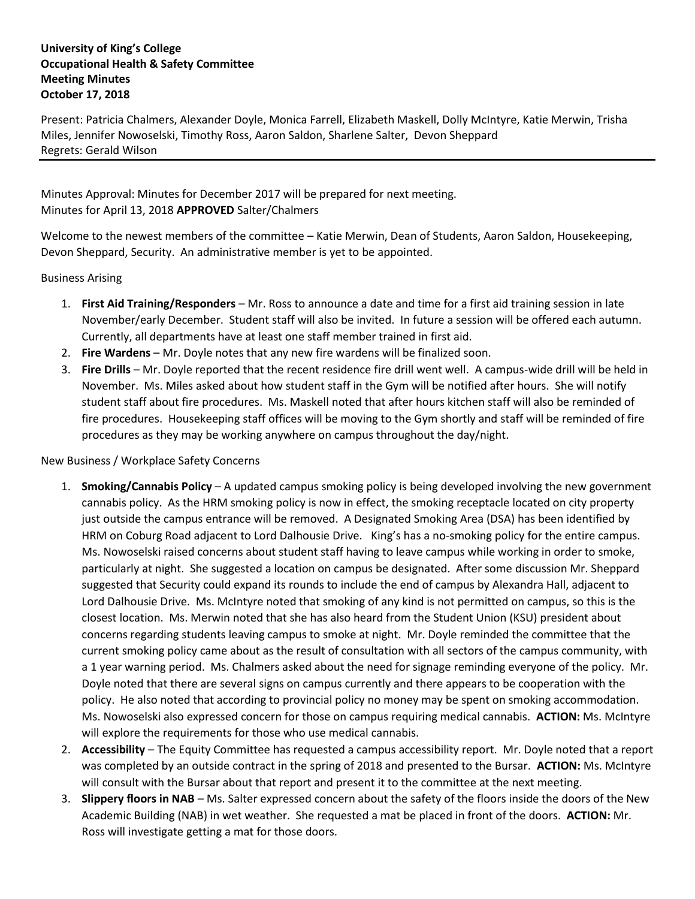**University of King's College**
**Occupational Health & Safety Committee**
**Meeting Minutes**
**October 17, 2018**

Present: Patricia Chalmers, Alexander Doyle, Monica Farrell, Elizabeth Maskell, Dolly McIntyre, Katie Merwin, Trisha Miles, Jennifer Nowoselski, Timothy Ross, Aaron Saldon, Sharlene Salter, Devon Sheppard
Regrets: Gerald Wilson

---

Minutes Approval: Minutes for December 2017 will be prepared for next meeting.
Minutes for April 13, 2018 **APPROVED** Salter/Chalmers

Welcome to the newest members of the committee – Katie Merwin, Dean of Students, Aaron Saldon, Housekeeping, Devon Sheppard, Security. An administrative member is yet to be appointed.

Business Arising

1. **First Aid Training/Responders** – Mr. Ross to announce a date and time for a first aid training session in late November/early December. Student staff will also be invited. In future a session will be offered each autumn. Currently, all departments have at least one staff member trained in first aid.
2. **Fire Wardens** – Mr. Doyle notes that any new fire wardens will be finalized soon.
3. **Fire Drills** – Mr. Doyle reported that the recent residence fire drill went well. A campus-wide drill will be held in November. Ms. Miles asked about how student staff in the Gym will be notified after hours. She will notify student staff about fire procedures. Ms. Maskell noted that after hours kitchen staff will also be reminded of fire procedures. Housekeeping staff offices will be moving to the Gym shortly and staff will be reminded of fire procedures as they may be working anywhere on campus throughout the day/night.

New Business / Workplace Safety Concerns

1. **Smoking/Cannabis Policy** – A updated campus smoking policy is being developed involving the new government cannabis policy. As the HRM smoking policy is now in effect, the smoking receptacle located on city property just outside the campus entrance will be removed. A Designated Smoking Area (DSA) has been identified by HRM on Coburg Road adjacent to Lord Dalhousie Drive. King's has a no-smoking policy for the entire campus. Ms. Nowoselski raised concerns about student staff having to leave campus while working in order to smoke, particularly at night. She suggested a location on campus be designated. After some discussion Mr. Sheppard suggested that Security could expand its rounds to include the end of campus by Alexandra Hall, adjacent to Lord Dalhousie Drive. Ms. McIntyre noted that smoking of any kind is not permitted on campus, so this is the closest location. Ms. Merwin noted that she has also heard from the Student Union (KSU) president about concerns regarding students leaving campus to smoke at night. Mr. Doyle reminded the committee that the current smoking policy came about as the result of consultation with all sectors of the campus community, with a 1 year warning period. Ms. Chalmers asked about the need for signage reminding everyone of the policy. Mr. Doyle noted that there are several signs on campus currently and there appears to be cooperation with the policy. He also noted that according to provincial policy no money may be spent on smoking accommodation. Ms. Nowoselski also expressed concern for those on campus requiring medical cannabis. **ACTION:** Ms. McIntyre will explore the requirements for those who use medical cannabis.
2. **Accessibility** – The Equity Committee has requested a campus accessibility report. Mr. Doyle noted that a report was completed by an outside contract in the spring of 2018 and presented to the Bursar. **ACTION:** Ms. McIntyre will consult with the Bursar about that report and present it to the committee at the next meeting.
3. **Slippery floors in NAB** – Ms. Salter expressed concern about the safety of the floors inside the doors of the New Academic Building (NAB) in wet weather. She requested a mat be placed in front of the doors. **ACTION:** Mr. Ross will investigate getting a mat for those doors.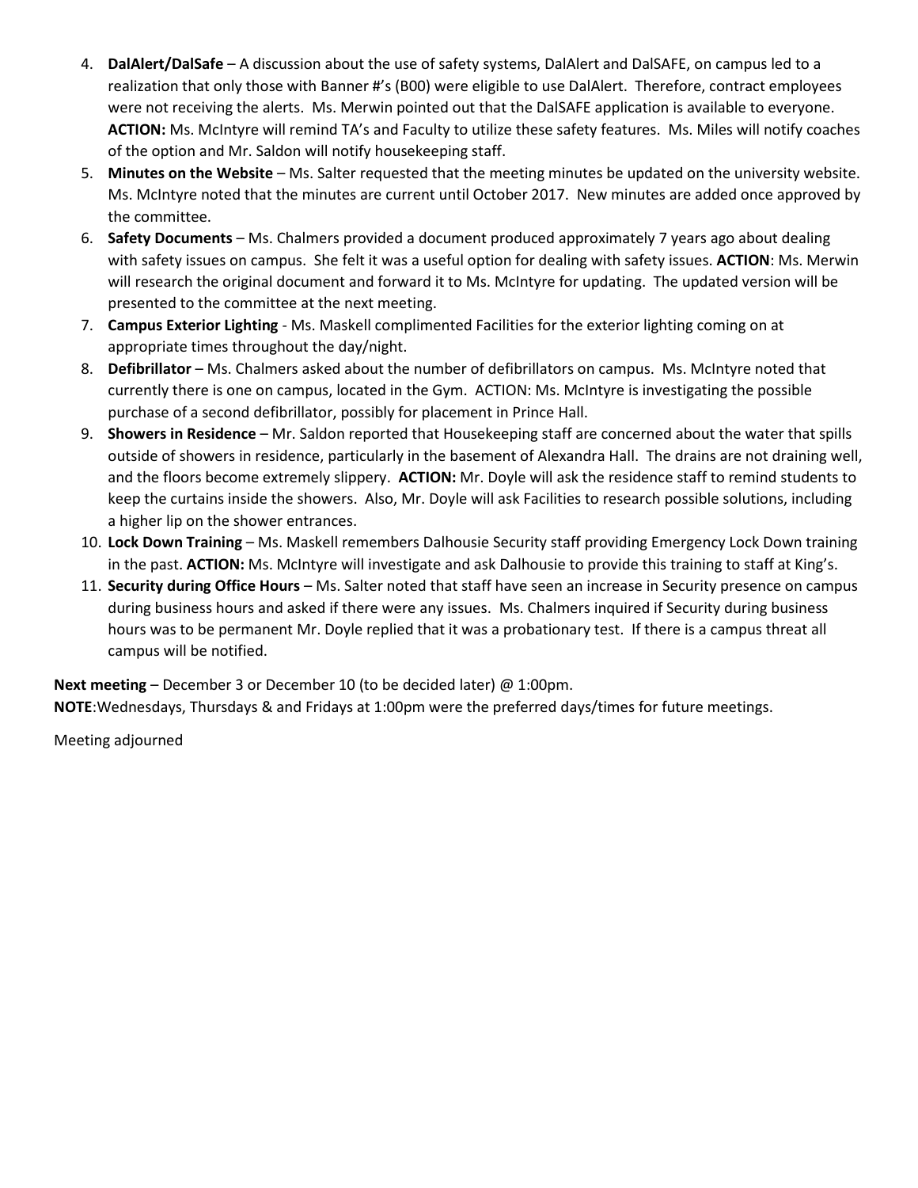4. **DalAlert/DalSafe** – A discussion about the use of safety systems, DalAlert and DalSAFE, on campus led to a realization that only those with Banner #'s (B00) were eligible to use DalAlert. Therefore, contract employees were not receiving the alerts. Ms. Merwin pointed out that the DalSAFE application is available to everyone. **ACTION:** Ms. McIntyre will remind TA's and Faculty to utilize these safety features. Ms. Miles will notify coaches of the option and Mr. Saldon will notify housekeeping staff.
5. **Minutes on the Website** – Ms. Salter requested that the meeting minutes be updated on the university website. Ms. McIntyre noted that the minutes are current until October 2017. New minutes are added once approved by the committee.
6. **Safety Documents** – Ms. Chalmers provided a document produced approximately 7 years ago about dealing with safety issues on campus. She felt it was a useful option for dealing with safety issues. **ACTION**: Ms. Merwin will research the original document and forward it to Ms. McIntyre for updating. The updated version will be presented to the committee at the next meeting.
7. **Campus Exterior Lighting** - Ms. Maskell complimented Facilities for the exterior lighting coming on at appropriate times throughout the day/night.
8. **Defibrillator** – Ms. Chalmers asked about the number of defibrillators on campus. Ms. McIntyre noted that currently there is one on campus, located in the Gym. ACTION: Ms. McIntyre is investigating the possible purchase of a second defibrillator, possibly for placement in Prince Hall.
9. **Showers in Residence** – Mr. Saldon reported that Housekeeping staff are concerned about the water that spills outside of showers in residence, particularly in the basement of Alexandra Hall. The drains are not draining well, and the floors become extremely slippery. **ACTION:** Mr. Doyle will ask the residence staff to remind students to keep the curtains inside the showers. Also, Mr. Doyle will ask Facilities to research possible solutions, including a higher lip on the shower entrances.
10. **Lock Down Training** – Ms. Maskell remembers Dalhousie Security staff providing Emergency Lock Down training in the past. **ACTION:** Ms. McIntyre will investigate and ask Dalhousie to provide this training to staff at King's.
11. **Security during Office Hours** – Ms. Salter noted that staff have seen an increase in Security presence on campus during business hours and asked if there were any issues. Ms. Chalmers inquired if Security during business hours was to be permanent Mr. Doyle replied that it was a probationary test. If there is a campus threat all campus will be notified.

**Next meeting** – December 3 or December 10 (to be decided later) @ 1:00pm.
**NOTE**:Wednesdays, Thursdays & and Fridays at 1:00pm were the preferred days/times for future meetings.

Meeting adjourned